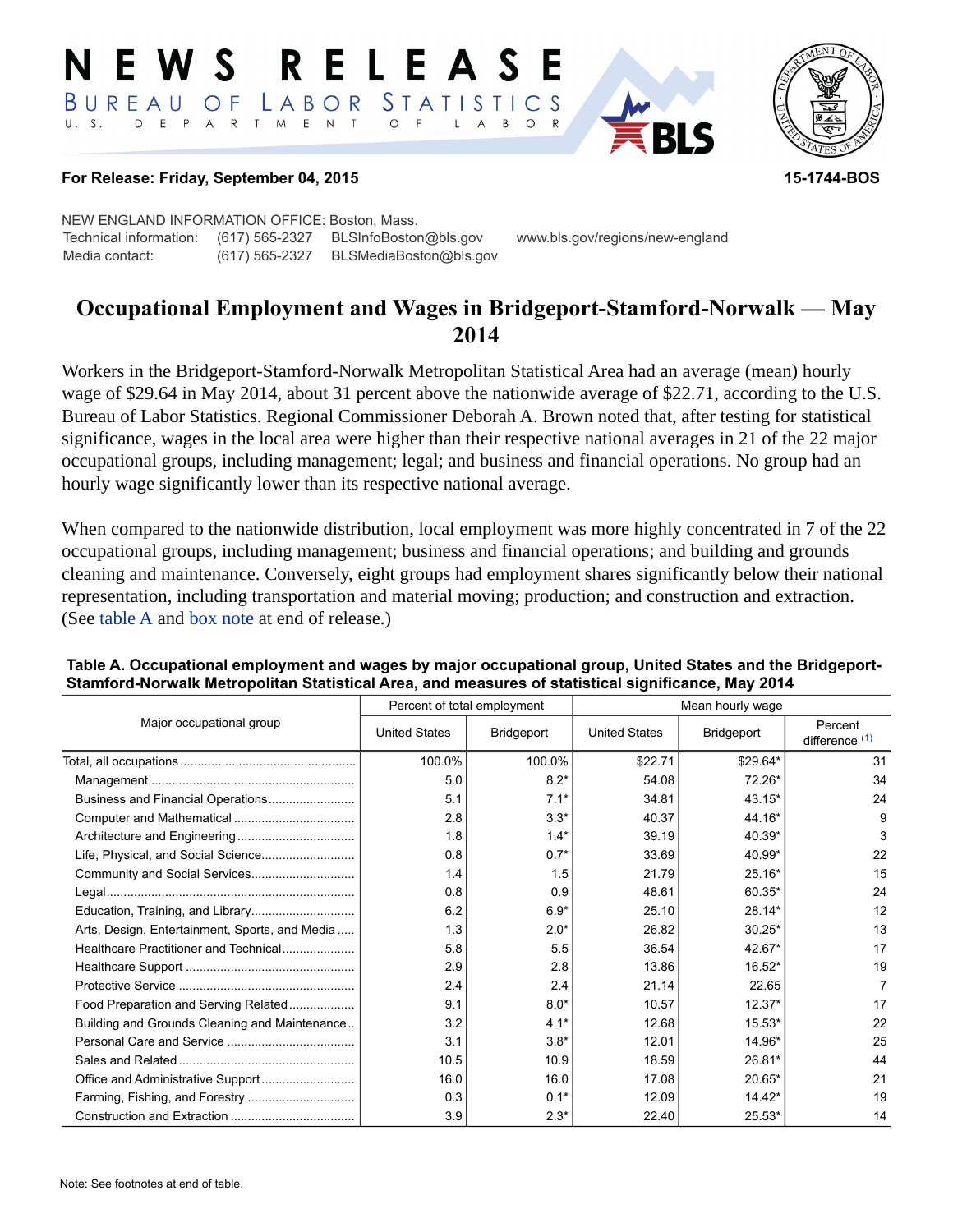# NEWS RELEASE

BUREAU OF LABOR STATISTICS

U. S. DEPARTMENT OF LABOR

**For Release: Friday, September 04, 2015** **15-1744-BOS**

NEW ENGLAND INFORMATION OFFICE: Boston, Mass.
Technical information: (617) 565-2327 BLSInfoBoston@bls.gov www.bls.gov/regions/new-england
Media contact: (617) 565-2327 BLSMediaBoston@bls.gov

## Occupational Employment and Wages in Bridgeport-Stamford-Norwalk — May 2014

Workers in the Bridgeport-Stamford-Norwalk Metropolitan Statistical Area had an average (mean) hourly wage of $29.64 in May 2014, about 31 percent above the nationwide average of $22.71, according to the U.S. Bureau of Labor Statistics. Regional Commissioner Deborah A. Brown noted that, after testing for statistical significance, wages in the local area were higher than their respective national averages in 21 of the 22 major occupational groups, including management; legal; and business and financial operations. No group had an hourly wage significantly lower than its respective national average.

When compared to the nationwide distribution, local employment was more highly concentrated in 7 of the 22 occupational groups, including management; business and financial operations; and building and grounds cleaning and maintenance. Conversely, eight groups had employment shares significantly below their national representation, including transportation and material moving; production; and construction and extraction. (See table A and box note at end of release.)

**Table A. Occupational employment and wages by major occupational group, United States and the Bridgeport-Stamford-Norwalk Metropolitan Statistical Area, and measures of statistical significance, May 2014**

| Major occupational group | Percent of total employment | | Mean hourly wage | | |
|---|---|---|---|---|---|
| | United States | Bridgeport | United States | Bridgeport | Percent difference (1) |
| Total, all occupations | 100.0% | 100.0% | $22.71 | $29.64* | 31 |
| Management | 5.0 | 8.2* | 54.08 | 72.26* | 34 |
| Business and Financial Operations | 5.1 | 7.1* | 34.81 | 43.15* | 24 |
| Computer and Mathematical | 2.8 | 3.3* | 40.37 | 44.16* | 9 |
| Architecture and Engineering | 1.8 | 1.4* | 39.19 | 40.39* | 3 |
| Life, Physical, and Social Science | 0.8 | 0.7* | 33.69 | 40.99* | 22 |
| Community and Social Services | 1.4 | 1.5 | 21.79 | 25.16* | 15 |
| Legal | 0.8 | 0.9 | 48.61 | 60.35* | 24 |
| Education, Training, and Library | 6.2 | 6.9* | 25.10 | 28.14* | 12 |
| Arts, Design, Entertainment, Sports, and Media | 1.3 | 2.0* | 26.82 | 30.25* | 13 |
| Healthcare Practitioner and Technical | 5.8 | 5.5 | 36.54 | 42.67* | 17 |
| Healthcare Support | 2.9 | 2.8 | 13.86 | 16.52* | 19 |
| Protective Service | 2.4 | 2.4 | 21.14 | 22.65 | 7 |
| Food Preparation and Serving Related | 9.1 | 8.0* | 10.57 | 12.37* | 17 |
| Building and Grounds Cleaning and Maintenance | 3.2 | 4.1* | 12.68 | 15.53* | 22 |
| Personal Care and Service | 3.1 | 3.8* | 12.01 | 14.96* | 25 |
| Sales and Related | 10.5 | 10.9 | 18.59 | 26.81* | 44 |
| Office and Administrative Support | 16.0 | 16.0 | 17.08 | 20.65* | 21 |
| Farming, Fishing, and Forestry | 0.3 | 0.1* | 12.09 | 14.42* | 19 |
| Construction and Extraction | 3.9 | 2.3* | 22.40 | 25.53* | 14 |

Note: See footnotes at end of table.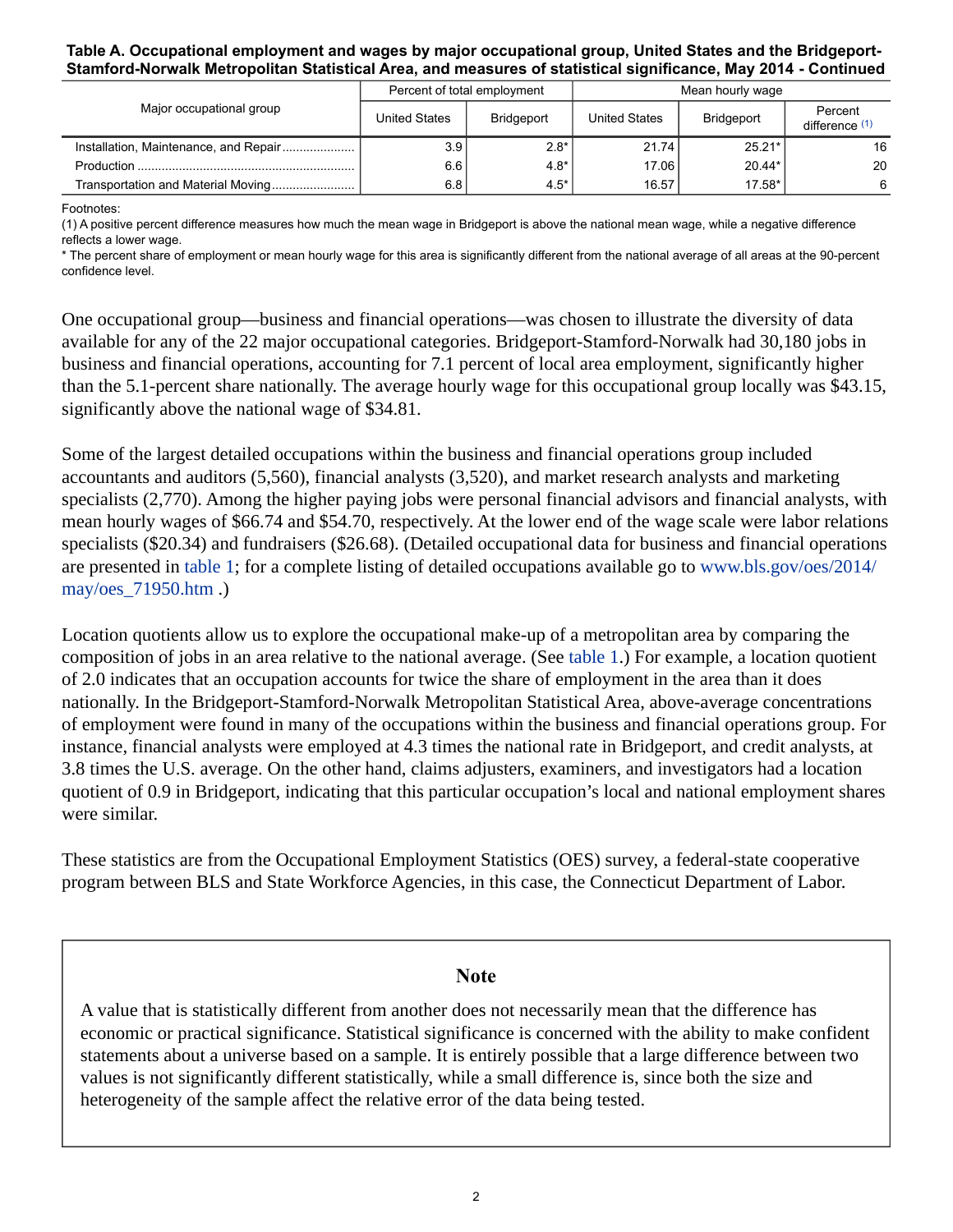**Table A. Occupational employment and wages by major occupational group, United States and the Bridgeport-Stamford-Norwalk Metropolitan Statistical Area, and measures of statistical significance, May 2014 - Continued**

| Major occupational group | Percent of total employment | | Mean hourly wage | | |
|---|---|---|---|---|---|
| | United States | Bridgeport | United States | Bridgeport | Percent difference (1) |
| Installation, Maintenance, and Repair | 3.9 | 2.8* | 21.74 | 25.21* | 16 |
| Production | 6.6 | 4.8* | 17.06 | 20.44* | 20 |
| Transportation and Material Moving | 6.8 | 4.5* | 16.57 | 17.58* | 6 |

Footnotes:
(1) A positive percent difference measures how much the mean wage in Bridgeport is above the national mean wage, while a negative difference reflects a lower wage.
* The percent share of employment or mean hourly wage for this area is significantly different from the national average of all areas at the 90-percent confidence level.

One occupational group—business and financial operations—was chosen to illustrate the diversity of data available for any of the 22 major occupational categories. Bridgeport-Stamford-Norwalk had 30,180 jobs in business and financial operations, accounting for 7.1 percent of local area employment, significantly higher than the 5.1-percent share nationally. The average hourly wage for this occupational group locally was $43.15, significantly above the national wage of $34.81.

Some of the largest detailed occupations within the business and financial operations group included accountants and auditors (5,560), financial analysts (3,520), and market research analysts and marketing specialists (2,770). Among the higher paying jobs were personal financial advisors and financial analysts, with mean hourly wages of $66.74 and $54.70, respectively. At the lower end of the wage scale were labor relations specialists ($20.34) and fundraisers ($26.68). (Detailed occupational data for business and financial operations are presented in table 1; for a complete listing of detailed occupations available go to www.bls.gov/oes/2014/may/oes_71950.htm .)

Location quotients allow us to explore the occupational make-up of a metropolitan area by comparing the composition of jobs in an area relative to the national average. (See table 1.) For example, a location quotient of 2.0 indicates that an occupation accounts for twice the share of employment in the area than it does nationally. In the Bridgeport-Stamford-Norwalk Metropolitan Statistical Area, above-average concentrations of employment were found in many of the occupations within the business and financial operations group. For instance, financial analysts were employed at 4.3 times the national rate in Bridgeport, and credit analysts, at 3.8 times the U.S. average. On the other hand, claims adjusters, examiners, and investigators had a location quotient of 0.9 in Bridgeport, indicating that this particular occupation's local and national employment shares were similar.

These statistics are from the Occupational Employment Statistics (OES) survey, a federal-state cooperative program between BLS and State Workforce Agencies, in this case, the Connecticut Department of Labor.

## Note

A value that is statistically different from another does not necessarily mean that the difference has economic or practical significance. Statistical significance is concerned with the ability to make confident statements about a universe based on a sample. It is entirely possible that a large difference between two values is not significantly different statistically, while a small difference is, since both the size and heterogeneity of the sample affect the relative error of the data being tested.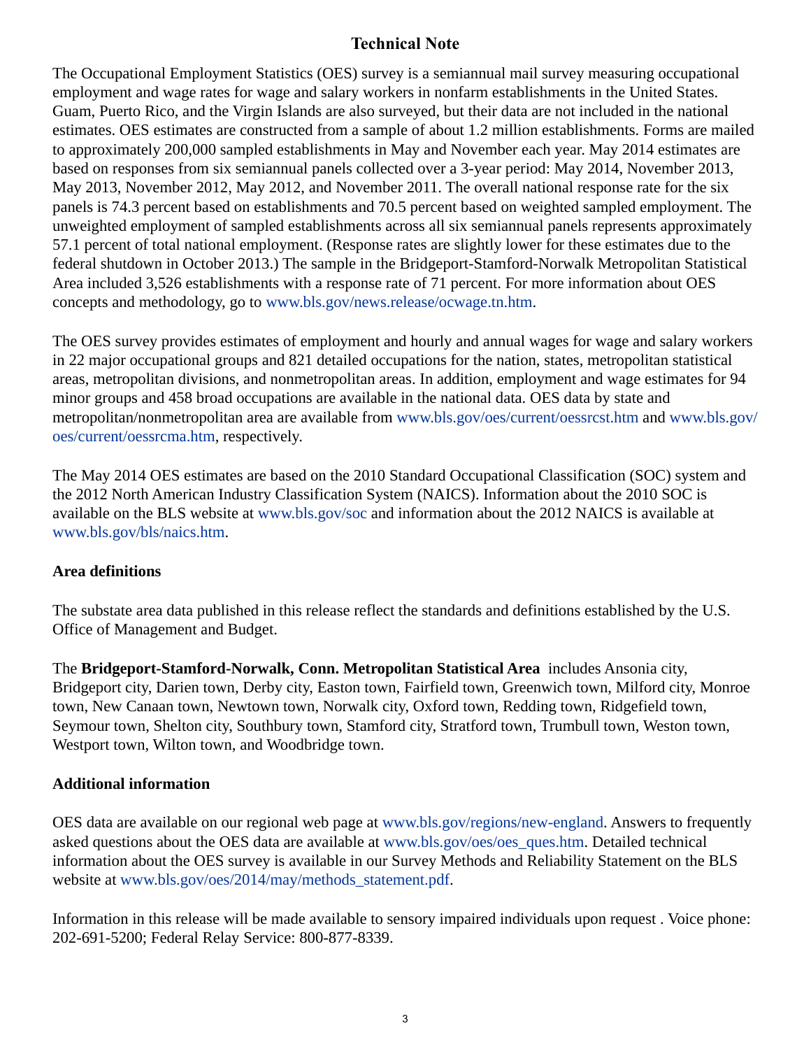## Technical Note

The Occupational Employment Statistics (OES) survey is a semiannual mail survey measuring occupational employment and wage rates for wage and salary workers in nonfarm establishments in the United States. Guam, Puerto Rico, and the Virgin Islands are also surveyed, but their data are not included in the national estimates. OES estimates are constructed from a sample of about 1.2 million establishments. Forms are mailed to approximately 200,000 sampled establishments in May and November each year. May 2014 estimates are based on responses from six semiannual panels collected over a 3-year period: May 2014, November 2013, May 2013, November 2012, May 2012, and November 2011. The overall national response rate for the six panels is 74.3 percent based on establishments and 70.5 percent based on weighted sampled employment. The unweighted employment of sampled establishments across all six semiannual panels represents approximately 57.1 percent of total national employment. (Response rates are slightly lower for these estimates due to the federal shutdown in October 2013.) The sample in the Bridgeport-Stamford-Norwalk Metropolitan Statistical Area included 3,526 establishments with a response rate of 71 percent. For more information about OES concepts and methodology, go to www.bls.gov/news.release/ocwage.tn.htm.

The OES survey provides estimates of employment and hourly and annual wages for wage and salary workers in 22 major occupational groups and 821 detailed occupations for the nation, states, metropolitan statistical areas, metropolitan divisions, and nonmetropolitan areas. In addition, employment and wage estimates for 94 minor groups and 458 broad occupations are available in the national data. OES data by state and metropolitan/nonmetropolitan area are available from www.bls.gov/oes/current/oessrcst.htm and www.bls.gov/oes/current/oessrcma.htm, respectively.

The May 2014 OES estimates are based on the 2010 Standard Occupational Classification (SOC) system and the 2012 North American Industry Classification System (NAICS). Information about the 2010 SOC is available on the BLS website at www.bls.gov/soc and information about the 2012 NAICS is available at www.bls.gov/bls/naics.htm.

### Area definitions

The substate area data published in this release reflect the standards and definitions established by the U.S. Office of Management and Budget.

The **Bridgeport-Stamford-Norwalk, Conn. Metropolitan Statistical Area** includes Ansonia city, Bridgeport city, Darien town, Derby city, Easton town, Fairfield town, Greenwich town, Milford city, Monroe town, New Canaan town, Newtown town, Norwalk city, Oxford town, Redding town, Ridgefield town, Seymour town, Shelton city, Southbury town, Stamford city, Stratford town, Trumbull town, Weston town, Westport town, Wilton town, and Woodbridge town.

### Additional information

OES data are available on our regional web page at www.bls.gov/regions/new-england. Answers to frequently asked questions about the OES data are available at www.bls.gov/oes/oes_ques.htm. Detailed technical information about the OES survey is available in our Survey Methods and Reliability Statement on the BLS website at www.bls.gov/oes/2014/may/methods_statement.pdf.

Information in this release will be made available to sensory impaired individuals upon request . Voice phone: 202-691-5200; Federal Relay Service: 800-877-8339.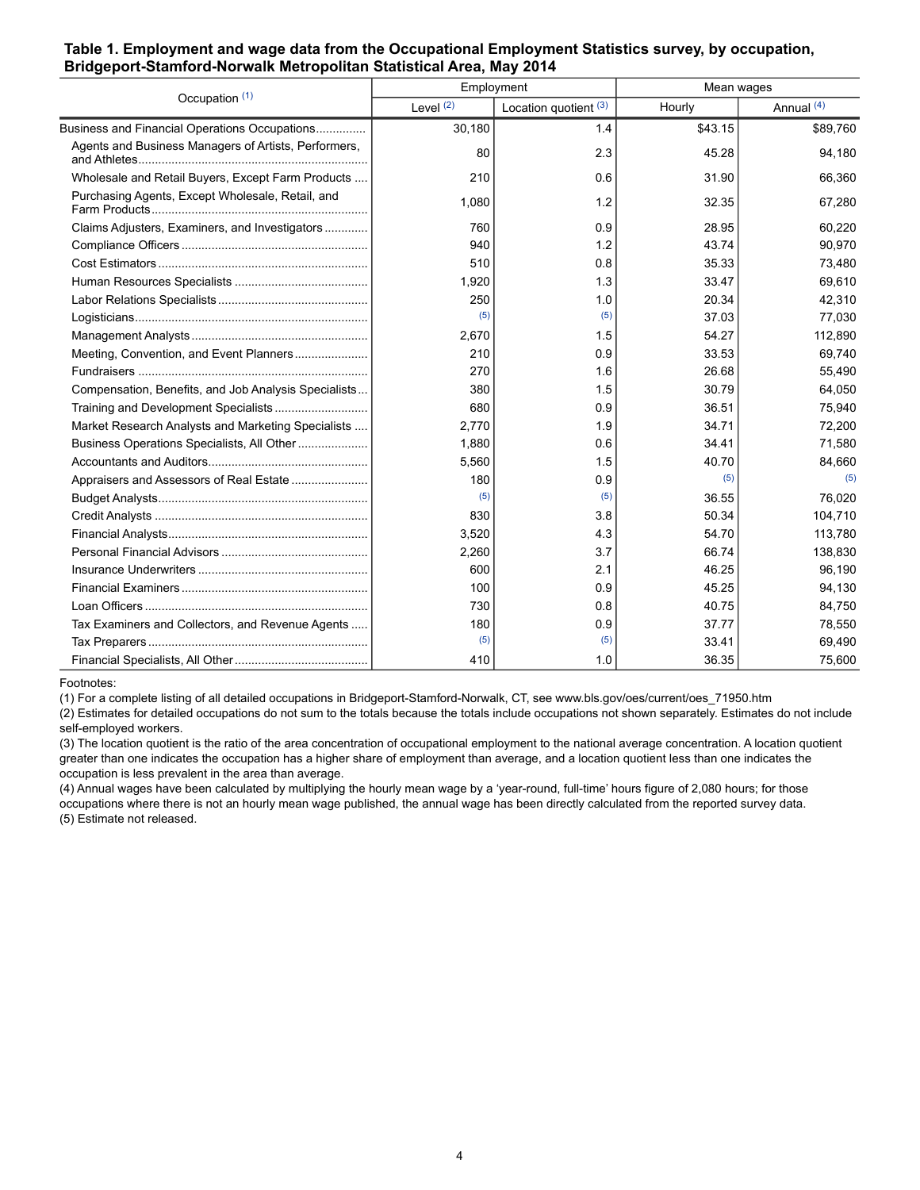**Table 1. Employment and wage data from the Occupational Employment Statistics survey, by occupation, Bridgeport-Stamford-Norwalk Metropolitan Statistical Area, May 2014**

| Occupation (1) | Employment | | Mean wages | |
|---|---|---|---|---|
| | Level (2) | Location quotient (3) | Hourly | Annual (4) |
| Business and Financial Operations Occupations | 30,180 | 1.4 | $43.15 | $89,760 |
| Agents and Business Managers of Artists, Performers, and Athletes | 80 | 2.3 | 45.28 | 94,180 |
| Wholesale and Retail Buyers, Except Farm Products | 210 | 0.6 | 31.90 | 66,360 |
| Purchasing Agents, Except Wholesale, Retail, and Farm Products | 1,080 | 1.2 | 32.35 | 67,280 |
| Claims Adjusters, Examiners, and Investigators | 760 | 0.9 | 28.95 | 60,220 |
| Compliance Officers | 940 | 1.2 | 43.74 | 90,970 |
| Cost Estimators | 510 | 0.8 | 35.33 | 73,480 |
| Human Resources Specialists | 1,920 | 1.3 | 33.47 | 69,610 |
| Labor Relations Specialists | 250 | 1.0 | 20.34 | 42,310 |
| Logisticians | (5) | (5) | 37.03 | 77,030 |
| Management Analysts | 2,670 | 1.5 | 54.27 | 112,890 |
| Meeting, Convention, and Event Planners | 210 | 0.9 | 33.53 | 69,740 |
| Fundraisers | 270 | 1.6 | 26.68 | 55,490 |
| Compensation, Benefits, and Job Analysis Specialists | 380 | 1.5 | 30.79 | 64,050 |
| Training and Development Specialists | 680 | 0.9 | 36.51 | 75,940 |
| Market Research Analysts and Marketing Specialists | 2,770 | 1.9 | 34.71 | 72,200 |
| Business Operations Specialists, All Other | 1,880 | 0.6 | 34.41 | 71,580 |
| Accountants and Auditors | 5,560 | 1.5 | 40.70 | 84,660 |
| Appraisers and Assessors of Real Estate | 180 | 0.9 | (5) | (5) |
| Budget Analysts | (5) | (5) | 36.55 | 76,020 |
| Credit Analysts | 830 | 3.8 | 50.34 | 104,710 |
| Financial Analysts | 3,520 | 4.3 | 54.70 | 113,780 |
| Personal Financial Advisors | 2,260 | 3.7 | 66.74 | 138,830 |
| Insurance Underwriters | 600 | 2.1 | 46.25 | 96,190 |
| Financial Examiners | 100 | 0.9 | 45.25 | 94,130 |
| Loan Officers | 730 | 0.8 | 40.75 | 84,750 |
| Tax Examiners and Collectors, and Revenue Agents | 180 | 0.9 | 37.77 | 78,550 |
| Tax Preparers | (5) | (5) | 33.41 | 69,490 |
| Financial Specialists, All Other | 410 | 1.0 | 36.35 | 75,600 |

Footnotes:
(1) For a complete listing of all detailed occupations in Bridgeport-Stamford-Norwalk, CT, see www.bls.gov/oes/current/oes_71950.htm
(2) Estimates for detailed occupations do not sum to the totals because the totals include occupations not shown separately. Estimates do not include self-employed workers.
(3) The location quotient is the ratio of the area concentration of occupational employment to the national average concentration. A location quotient greater than one indicates the occupation has a higher share of employment than average, and a location quotient less than one indicates the occupation is less prevalent in the area than average.
(4) Annual wages have been calculated by multiplying the hourly mean wage by a 'year-round, full-time' hours figure of 2,080 hours; for those occupations where there is not an hourly mean wage published, the annual wage has been directly calculated from the reported survey data.
(5) Estimate not released.